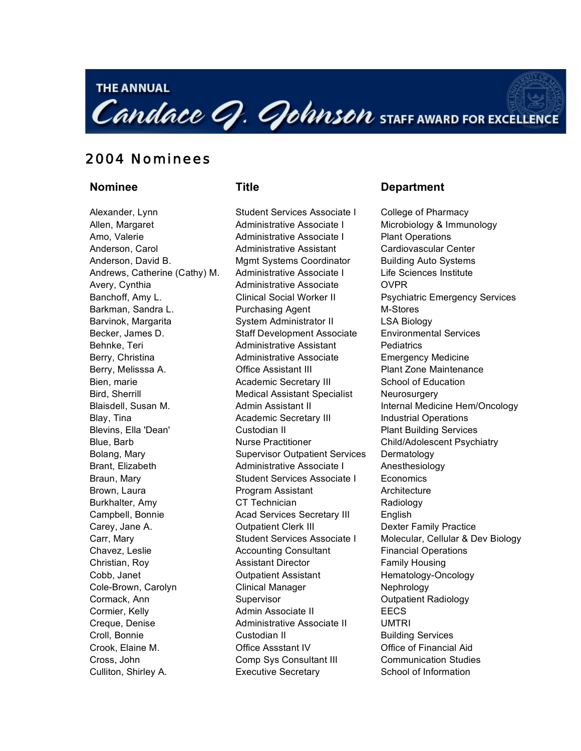# THE ANNUAL Candace J. Johnson STAFF AWARD FOR EXCELLENCE

## 2004 Nominees

| Nominee | Title | Department |
|---|---|---|
| Alexander, Lynn | Student Services Associate I | College of Pharmacy |
| Allen, Margaret | Administrative Associate I | Microbiology & Immunology |
| Amo, Valerie | Administrative Associate I | Plant Operations |
| Anderson, Carol | Administrative Assistant | Cardiovascular Center |
| Anderson, David B. | Mgmt Systems Coordinator | Building Auto Systems |
| Andrews, Catherine (Cathy) M. | Administrative Associate I | Life Sciences Institute |
| Avery, Cynthia | Administrative Associate | OVPR |
| Banchoff, Amy L. | Clinical Social Worker II | Psychiatric Emergency Services |
| Barkman, Sandra L. | Purchasing Agent | M-Stores |
| Barvinok, Margarita | System Administrator II | LSA Biology |
| Becker, James D. | Staff Development Associate | Environmental Services |
| Behnke, Teri | Administrative Assistant | Pediatrics |
| Berry, Christina | Administrative Associate | Emergency Medicine |
| Berry, Melisssa A. | Office Assistant III | Plant Zone Maintenance |
| Bien, marie | Academic Secretary III | School of Education |
| Bird, Sherrill | Medical Assistant Specialist | Neurosurgery |
| Blaisdell, Susan M. | Admin Assistant II | Internal Medicine Hem/Oncology |
| Blay, Tina | Academic Secretary III | Industrial Operations |
| Blevins, Ella 'Dean' | Custodian II | Plant Building Services |
| Blue, Barb | Nurse Practitioner | Child/Adolescent Psychiatry |
| Bolang, Mary | Supervisor Outpatient Services | Dermatology |
| Brant, Elizabeth | Administrative Associate I | Anesthesiology |
| Braun, Mary | Student Services Associate I | Economics |
| Brown, Laura | Program Assistant | Architecture |
| Burkhalter, Amy | CT Technician | Radiology |
| Campbell, Bonnie | Acad Services Secretary III | English |
| Carey, Jane A. | Outpatient Clerk III | Dexter Family Practice |
| Carr, Mary | Student Services Associate I | Molecular, Cellular & Dev Biology |
| Chavez, Leslie | Accounting Consultant | Financial Operations |
| Christian, Roy | Assistant Director | Family Housing |
| Cobb, Janet | Outpatient Assistant | Hematology-Oncology |
| Cole-Brown, Carolyn | Clinical Manager | Nephrology |
| Cormack, Ann | Supervisor | Outpatient Radiology |
| Cormier, Kelly | Admin Associate II | EECS |
| Creque, Denise | Administrative Associate II | UMTRI |
| Croll, Bonnie | Custodian II | Building Services |
| Crook, Elaine M. | Office Assstant IV | Office of Financial Aid |
| Cross, John | Comp Sys Consultant III | Communication Studies |
| Culliton, Shirley A. | Executive Secretary | School of Information |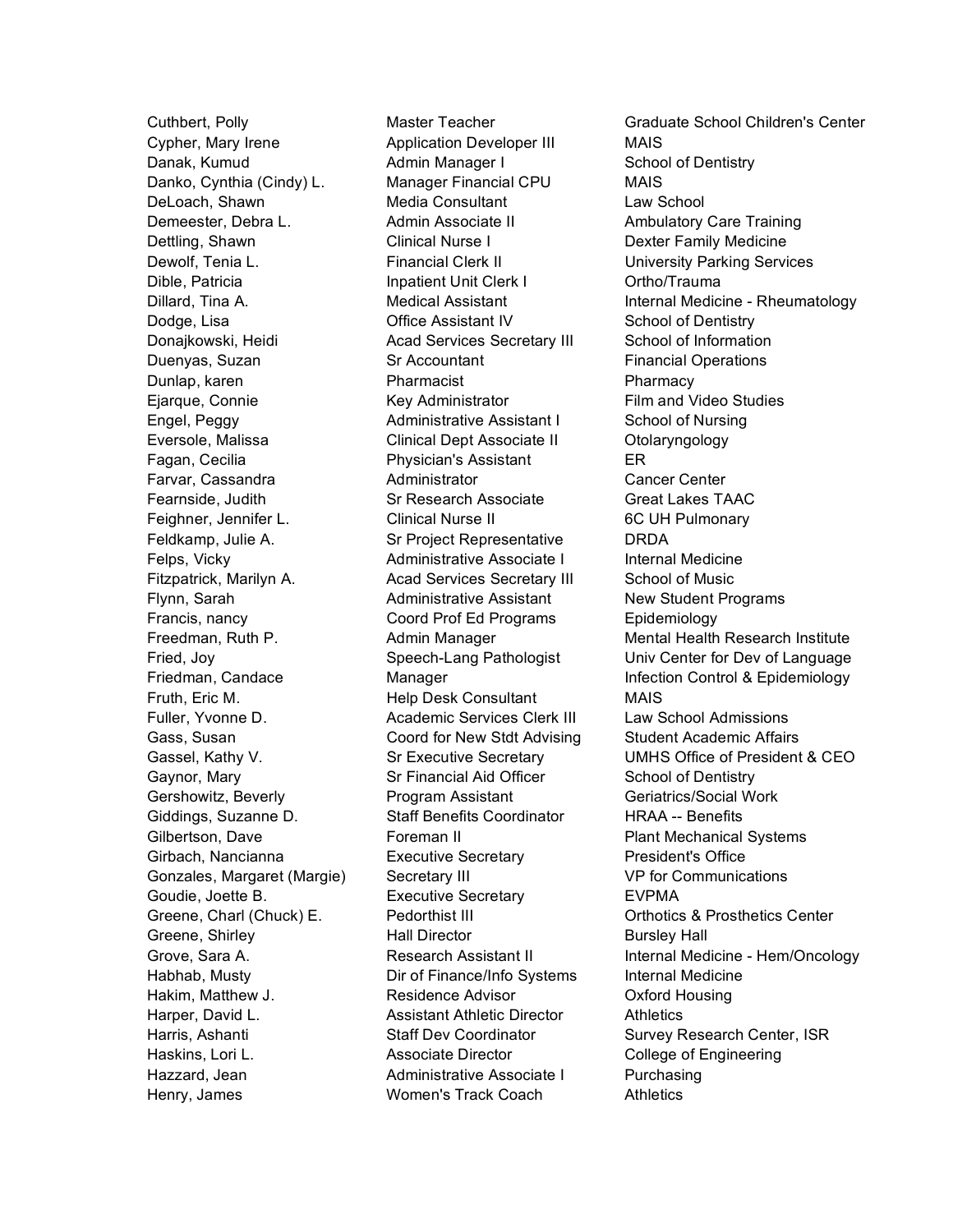| | | |
|---|---|---|
| Cuthbert, Polly | Master Teacher | Graduate School Children's Center |
| Cypher, Mary Irene | Application Developer III | MAIS |
| Danak, Kumud | Admin Manager I | School of Dentistry |
| Danko, Cynthia (Cindy) L. | Manager Financial CPU | MAIS |
| DeLoach, Shawn | Media Consultant | Law School |
| Demeester, Debra L. | Admin Associate II | Ambulatory Care Training |
| Dettling, Shawn | Clinical Nurse I | Dexter Family Medicine |
| Dewolf, Tenia L. | Financial Clerk II | University Parking Services |
| Dible, Patricia | Inpatient Unit Clerk I | Ortho/Trauma |
| Dillard, Tina A. | Medical Assistant | Internal Medicine - Rheumatology |
| Dodge, Lisa | Office Assistant IV | School of Dentistry |
| Donajkowski, Heidi | Acad Services Secretary III | School of Information |
| Duenyas, Suzan | Sr Accountant | Financial Operations |
| Dunlap, karen | Pharmacist | Pharmacy |
| Ejarque, Connie | Key Administrator | Film and Video Studies |
| Engel, Peggy | Administrative Assistant I | School of Nursing |
| Eversole, Malissa | Clinical Dept Associate II | Otolaryngology |
| Fagan, Cecilia | Physician's Assistant | ER |
| Farvar, Cassandra | Administrator | Cancer Center |
| Fearnside, Judith | Sr Research Associate | Great Lakes TAAC |
| Feighner, Jennifer L. | Clinical Nurse II | 6C UH Pulmonary |
| Feldkamp, Julie A. | Sr Project Representative | DRDA |
| Felps, Vicky | Administrative Associate I | Internal Medicine |
| Fitzpatrick, Marilyn A. | Acad Services Secretary III | School of Music |
| Flynn, Sarah | Administrative Assistant | New Student Programs |
| Francis, nancy | Coord Prof Ed Programs | Epidemiology |
| Freedman, Ruth P. | Admin Manager | Mental Health Research Institute |
| Fried, Joy | Speech-Lang Pathologist | Univ Center for Dev of Language |
| Friedman, Candace | Manager | Infection Control & Epidemiology |
| Fruth, Eric M. | Help Desk Consultant | MAIS |
| Fuller, Yvonne D. | Academic Services Clerk III | Law School Admissions |
| Gass, Susan | Coord for New Stdt Advising | Student Academic Affairs |
| Gassel, Kathy V. | Sr Executive Secretary | UMHS Office of President & CEO |
| Gaynor, Mary | Sr Financial Aid Officer | School of Dentistry |
| Gershowitz, Beverly | Program Assistant | Geriatrics/Social Work |
| Giddings, Suzanne D. | Staff Benefits Coordinator | HRAA -- Benefits |
| Gilbertson, Dave | Foreman II | Plant Mechanical Systems |
| Girbach, Nancianna | Executive Secretary | President's Office |
| Gonzales, Margaret (Margie) | Secretary III | VP for Communications |
| Goudie, Joette B. | Executive Secretary | EVPMA |
| Greene, Charl (Chuck) E. | Pedorthist III | Orthotics & Prosthetics Center |
| Greene, Shirley | Hall Director | Bursley Hall |
| Grove, Sara A. | Research Assistant II | Internal Medicine - Hem/Oncology |
| Habhab, Musty | Dir of Finance/Info Systems | Internal Medicine |
| Hakim, Matthew J. | Residence Advisor | Oxford Housing |
| Harper, David L. | Assistant Athletic Director | Athletics |
| Harris, Ashanti | Staff Dev Coordinator | Survey Research Center, ISR |
| Haskins, Lori L. | Associate Director | College of Engineering |
| Hazzard, Jean | Administrative Associate I | Purchasing |
| Henry, James | Women's Track Coach | Athletics |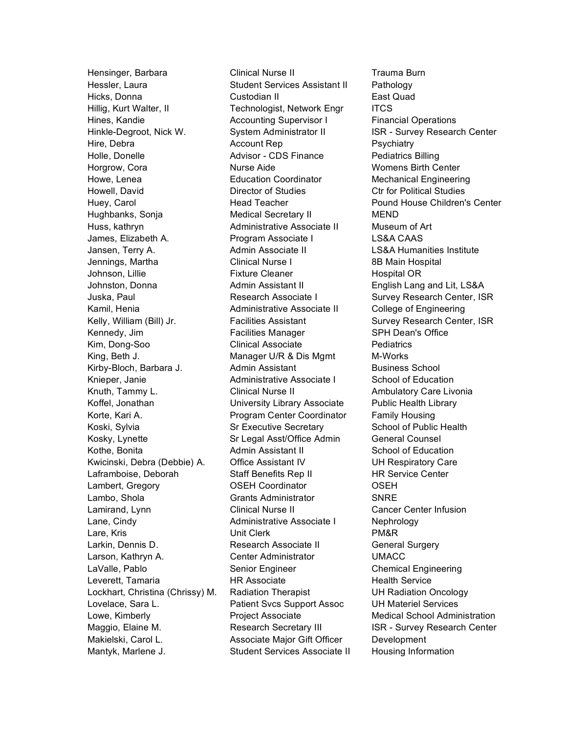| | | |
|---|---|---|
| Hensinger, Barbara | Clinical Nurse II | Trauma Burn |
| Hessler, Laura | Student Services Assistant II | Pathology |
| Hicks, Donna | Custodian II | East Quad |
| Hillig, Kurt Walter, II | Technologist, Network Engr | ITCS |
| Hines, Kandie | Accounting Supervisor I | Financial Operations |
| Hinkle-Degroot, Nick W. | System Administrator II | ISR - Survey Research Center |
| Hire, Debra | Account Rep | Psychiatry |
| Holle, Donelle | Advisor - CDS Finance | Pediatrics Billing |
| Horgrow, Cora | Nurse Aide | Womens Birth Center |
| Howe, Lenea | Education Coordinator | Mechanical Engineering |
| Howell, David | Director of Studies | Ctr for Political Studies |
| Huey, Carol | Head Teacher | Pound House Children's Center |
| Hughbanks, Sonja | Medical Secretary II | MEND |
| Huss, kathryn | Administrative Associate II | Museum of Art |
| James, Elizabeth A. | Program Associate I | LS&A CAAS |
| Jansen, Terry A. | Admin Associate II | LS&A Humanities Institute |
| Jennings, Martha | Clinical Nurse I | 8B Main Hospital |
| Johnson, Lillie | Fixture Cleaner | Hospital OR |
| Johnston, Donna | Admin Assistant II | English Lang and Lit, LS&A |
| Juska, Paul | Research Associate I | Survey Research Center, ISR |
| Kamil, Henia | Administrative Associate II | College of Engineering |
| Kelly, William (Bill) Jr. | Facilities Assistant | Survey Research Center, ISR |
| Kennedy, Jim | Facilities Manager | SPH Dean's Office |
| Kim, Dong-Soo | Clinical Associate | Pediatrics |
| King, Beth J. | Manager U/R & Dis Mgmt | M-Works |
| Kirby-Bloch, Barbara J. | Admin Assistant | Business School |
| Knieper, Janie | Administrative Associate I | School of Education |
| Knuth, Tammy L. | Clinical Nurse II | Ambulatory Care Livonia |
| Koffel, Jonathan | University Library Associate | Public Health Library |
| Korte, Kari A. | Program Center Coordinator | Family Housing |
| Koski, Sylvia | Sr Executive Secretary | School of Public Health |
| Kosky, Lynette | Sr Legal Asst/Office Admin | General Counsel |
| Kothe, Bonita | Admin Assistant II | School of Education |
| Kwicinski, Debra (Debbie) A. | Office Assistant IV | UH Respiratory Care |
| Laframboise, Deborah | Staff Benefits Rep II | HR Service Center |
| Lambert, Gregory | OSEH Coordinator | OSEH |
| Lambo, Shola | Grants Administrator | SNRE |
| Lamirand, Lynn | Clinical Nurse II | Cancer Center Infusion |
| Lane, Cindy | Administrative Associate I | Nephrology |
| Lare, Kris | Unit Clerk | PM&R |
| Larkin, Dennis D. | Research Associate II | General Surgery |
| Larson, Kathryn A. | Center Administrator | UMACC |
| LaValle, Pablo | Senior Engineer | Chemical Engineering |
| Leverett, Tamaria | HR Associate | Health Service |
| Lockhart, Christina (Chrissy) M. | Radiation Therapist | UH Radiation Oncology |
| Lovelace, Sara L. | Patient Svcs Support Assoc | UH Materiel Services |
| Lowe, Kimberly | Project Associate | Medical School Administration |
| Maggio, Elaine M. | Research Secretary III | ISR - Survey Research Center |
| Makielski, Carol L. | Associate Major Gift Officer | Development |
| Mantyk, Marlene J. | Student Services Associate II | Housing Information |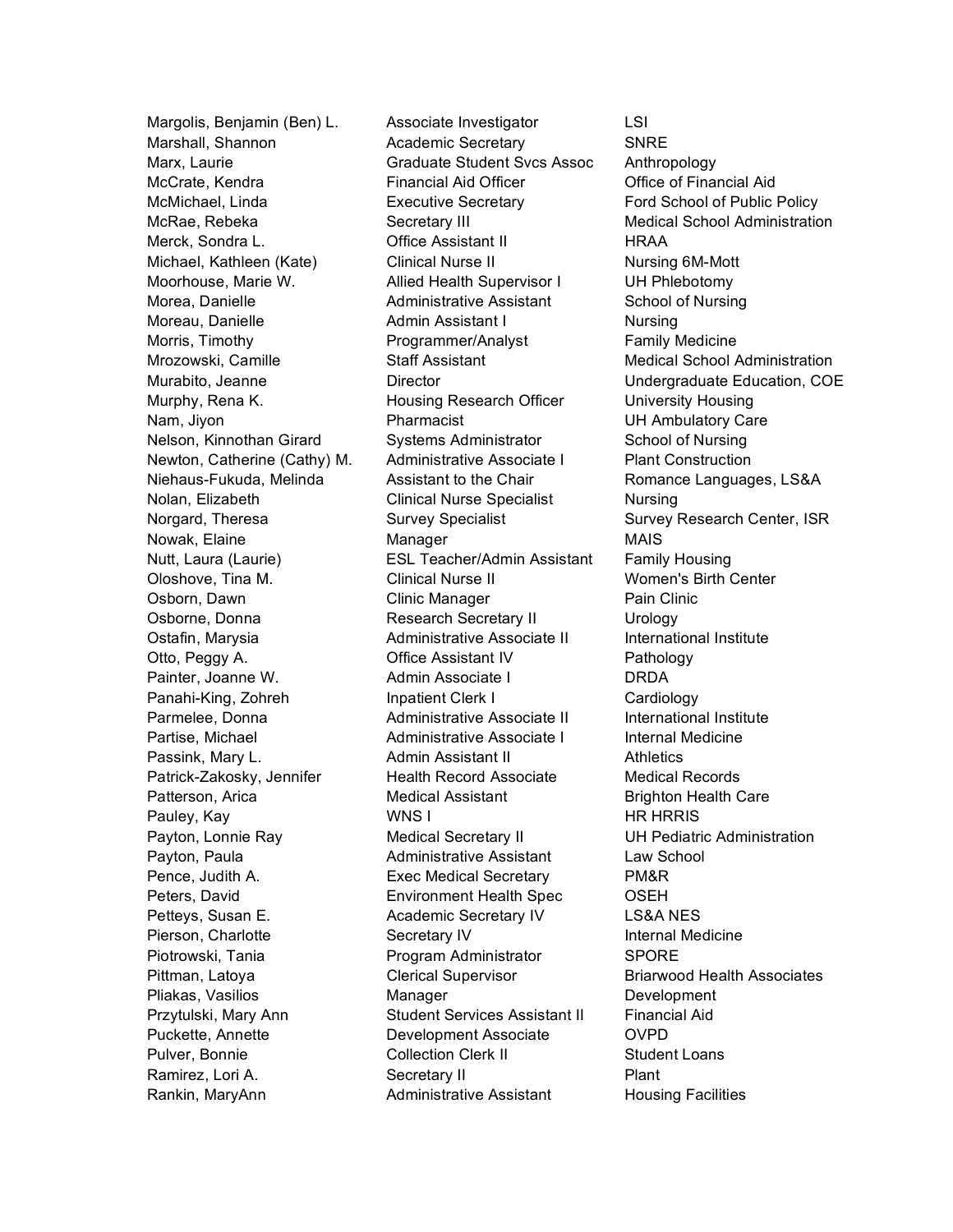| | | |
|---|---|---|
| Margolis, Benjamin (Ben) L. | Associate Investigator | LSI |
| Marshall, Shannon | Academic Secretary | SNRE |
| Marx, Laurie | Graduate Student Svcs Assoc | Anthropology |
| McCrate, Kendra | Financial Aid Officer | Office of Financial Aid |
| McMichael, Linda | Executive Secretary | Ford School of Public Policy |
| McRae, Rebeka | Secretary III | Medical School Administration |
| Merck, Sondra L. | Office Assistant II | HRAA |
| Michael, Kathleen (Kate) | Clinical Nurse II | Nursing 6M-Mott |
| Moorhouse, Marie W. | Allied Health Supervisor I | UH Phlebotomy |
| Morea, Danielle | Administrative Assistant | School of Nursing |
| Moreau, Danielle | Admin Assistant I | Nursing |
| Morris, Timothy | Programmer/Analyst | Family Medicine |
| Mrozowski, Camille | Staff Assistant | Medical School Administration |
| Murabito, Jeanne | Director | Undergraduate Education, COE |
| Murphy, Rena K. | Housing Research Officer | University Housing |
| Nam, Jiyon | Pharmacist | UH Ambulatory Care |
| Nelson, Kinnothan Girard | Systems Administrator | School of Nursing |
| Newton, Catherine (Cathy) M. | Administrative Associate I | Plant Construction |
| Niehaus-Fukuda, Melinda | Assistant to the Chair | Romance Languages, LS&A |
| Nolan, Elizabeth | Clinical Nurse Specialist | Nursing |
| Norgard, Theresa | Survey Specialist | Survey Research Center, ISR |
| Nowak, Elaine | Manager | MAIS |
| Nutt, Laura (Laurie) | ESL Teacher/Admin Assistant | Family Housing |
| Oloshove, Tina M. | Clinical Nurse II | Women's Birth Center |
| Osborn, Dawn | Clinic Manager | Pain Clinic |
| Osborne, Donna | Research Secretary II | Urology |
| Ostafin, Marysia | Administrative Associate II | International Institute |
| Otto, Peggy A. | Office Assistant IV | Pathology |
| Painter, Joanne W. | Admin Associate I | DRDA |
| Panahi-King, Zohreh | Inpatient Clerk I | Cardiology |
| Parmelee, Donna | Administrative Associate II | International Institute |
| Partise, Michael | Administrative Associate I | Internal Medicine |
| Passink, Mary L. | Admin Assistant II | Athletics |
| Patrick-Zakosky, Jennifer | Health Record Associate | Medical Records |
| Patterson, Arica | Medical Assistant | Brighton Health Care |
| Pauley, Kay | WNS I | HR HRRIS |
| Payton, Lonnie Ray | Medical Secretary II | UH Pediatric Administration |
| Payton, Paula | Administrative Assistant | Law School |
| Pence, Judith A. | Exec Medical Secretary | PM&R |
| Peters, David | Environment Health Spec | OSEH |
| Petteys, Susan E. | Academic Secretary IV | LS&A NES |
| Pierson, Charlotte | Secretary IV | Internal Medicine |
| Piotrowski, Tania | Program Administrator | SPORE |
| Pittman, Latoya | Clerical Supervisor | Briarwood Health Associates |
| Pliakas, Vasilios | Manager | Development |
| Przytulski, Mary Ann | Student Services Assistant II | Financial Aid |
| Puckette, Annette | Development Associate | OVPD |
| Pulver, Bonnie | Collection Clerk II | Student Loans |
| Ramirez, Lori A. | Secretary II | Plant |
| Rankin, MaryAnn | Administrative Assistant | Housing Facilities |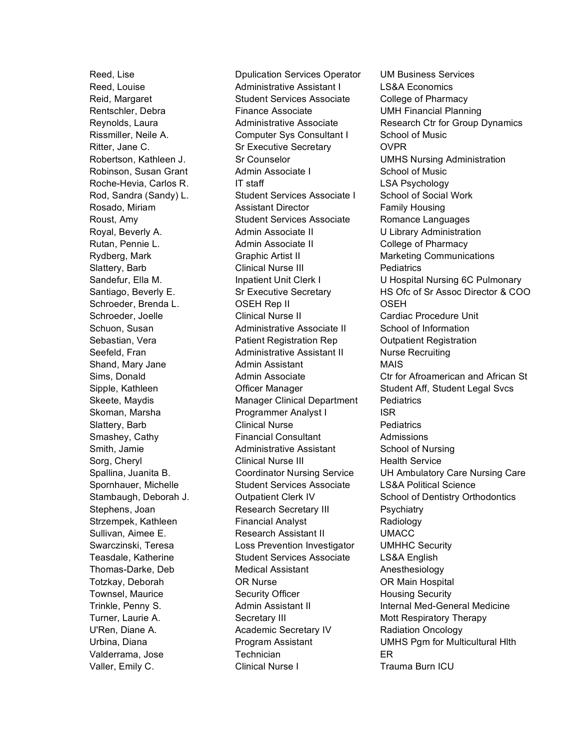| | | |
|---|---|---|
| Reed, Lise | Dpulication Services Operator | UM Business Services |
| Reed, Louise | Administrative Assistant I | LS&A Economics |
| Reid, Margaret | Student Services Associate | College of Pharmacy |
| Rentschler, Debra | Finance Associate | UMH Financial Planning |
| Reynolds, Laura | Administrative Associate | Research Ctr for Group Dynamics |
| Rissmiller, Neile A. | Computer Sys Consultant I | School of Music |
| Ritter, Jane C. | Sr Executive Secretary | OVPR |
| Robertson, Kathleen J. | Sr Counselor | UMHS Nursing Administration |
| Robinson, Susan Grant | Admin Associate I | School of Music |
| Roche-Hevia, Carlos R. | IT staff | LSA Psychology |
| Rod, Sandra (Sandy) L. | Student Services Associate I | School of Social Work |
| Rosado, Miriam | Assistant Director | Family Housing |
| Roust, Amy | Student Services Associate | Romance Languages |
| Royal, Beverly A. | Admin Associate II | U Library Administration |
| Rutan, Pennie L. | Admin Associate II | College of Pharmacy |
| Rydberg, Mark | Graphic Artist II | Marketing Communications |
| Slattery, Barb | Clinical Nurse III | Pediatrics |
| Sandefur, Ella M. | Inpatient Unit Clerk I | U Hospital Nursing 6C Pulmonary |
| Santiago, Beverly E. | Sr Executive Secretary | HS Ofc of Sr Assoc Director & COO |
| Schroeder, Brenda L. | OSEH Rep II | OSEH |
| Schroeder, Joelle | Clinical Nurse II | Cardiac Procedure Unit |
| Schuon, Susan | Administrative Associate II | School of Information |
| Sebastian, Vera | Patient Registration Rep | Outpatient Registration |
| Seefeld, Fran | Administrative Assistant II | Nurse Recruiting |
| Shand, Mary Jane | Admin Assistant | MAIS |
| Sims, Donald | Admin Associate | Ctr for Afroamerican and African St |
| Sipple, Kathleen | Officer Manager | Student Aff, Student Legal Svcs |
| Skeete, Maydis | Manager Clinical Department | Pediatrics |
| Skoman, Marsha | Programmer Analyst I | ISR |
| Slattery, Barb | Clinical Nurse | Pediatrics |
| Smashey, Cathy | Financial Consultant | Admissions |
| Smith, Jamie | Administrative Assistant | School of Nursing |
| Sorg, Cheryl | Clinical Nurse III | Health Service |
| Spallina, Juanita B. | Coordinator Nursing Service | UH Ambulatory Care Nursing Care |
| Spornhauer, Michelle | Student Services Associate | LS&A Political Science |
| Stambaugh, Deborah J. | Outpatient Clerk IV | School of Dentistry Orthodontics |
| Stephens, Joan | Research Secretary III | Psychiatry |
| Strzempek, Kathleen | Financial Analyst | Radiology |
| Sullivan, Aimee E. | Research Assistant II | UMACC |
| Swarczinski, Teresa | Loss Prevention Investigator | UMHHC Security |
| Teasdale, Katherine | Student Services Associate | LS&A English |
| Thomas-Darke, Deb | Medical Assistant | Anesthesiology |
| Totzkay, Deborah | OR Nurse | OR Main Hospital |
| Townsel, Maurice | Security Officer | Housing Security |
| Trinkle, Penny S. | Admin Assistant II | Internal Med-General Medicine |
| Turner, Laurie A. | Secretary III | Mott Respiratory Therapy |
| U'Ren, Diane A. | Academic Secretary IV | Radiation Oncology |
| Urbina, Diana | Program Assistant | UMHS Pgm for Multicultural Hlth |
| Valderrama, Jose | Technician | ER |
| Valler, Emily C. | Clinical Nurse I | Trauma Burn ICU |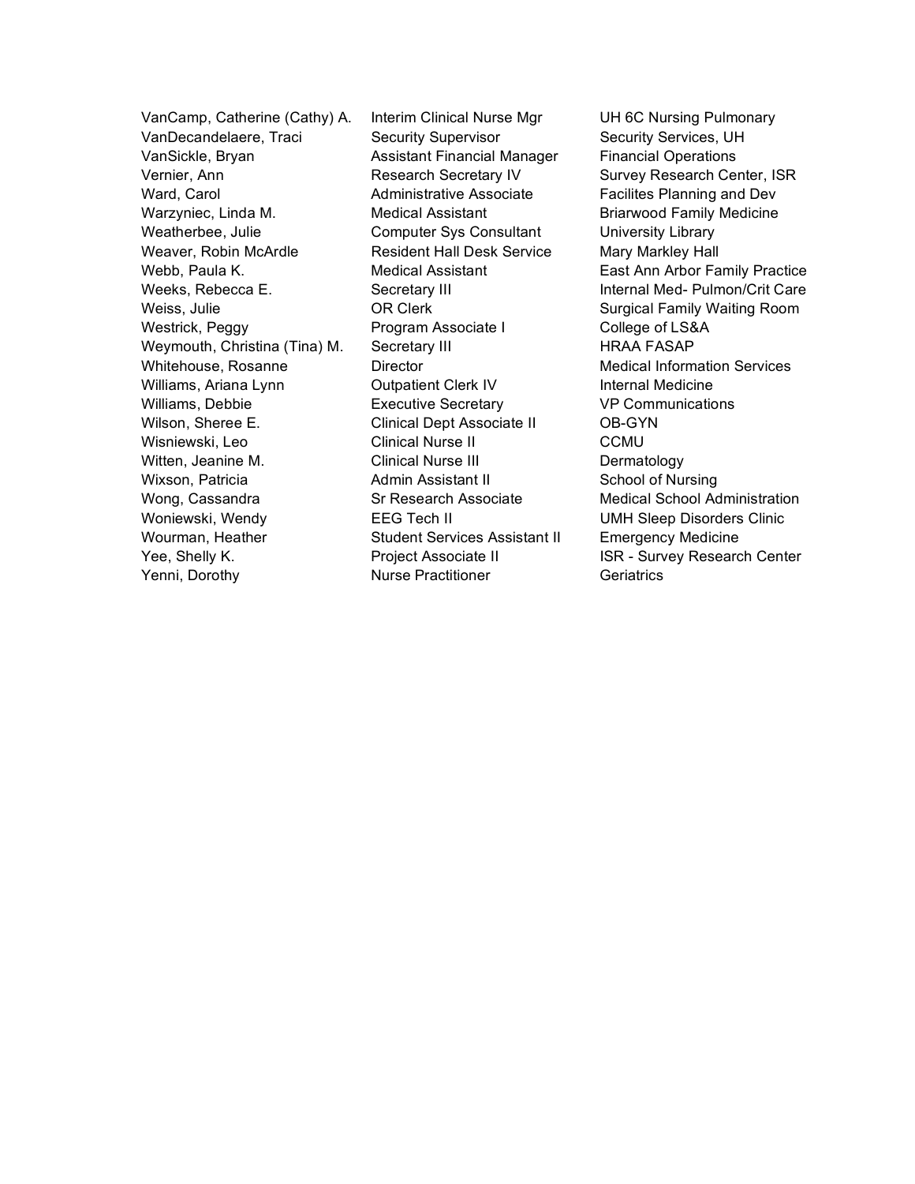| | | |
|---|---|---|
| VanCamp, Catherine (Cathy) A. | Interim Clinical Nurse Mgr | UH 6C Nursing Pulmonary |
| VanDecandelaere, Traci | Security Supervisor | Security Services, UH |
| VanSickle, Bryan | Assistant Financial Manager | Financial Operations |
| Vernier, Ann | Research Secretary IV | Survey Research Center, ISR |
| Ward, Carol | Administrative Associate | Facilites Planning and Dev |
| Warzyniec, Linda M. | Medical Assistant | Briarwood Family Medicine |
| Weatherbee, Julie | Computer Sys Consultant | University Library |
| Weaver, Robin McArdle | Resident Hall Desk Service | Mary Markley Hall |
| Webb, Paula K. | Medical Assistant | East Ann Arbor Family Practice |
| Weeks, Rebecca E. | Secretary III | Internal Med- Pulmon/Crit Care |
| Weiss, Julie | OR Clerk | Surgical Family Waiting Room |
| Westrick, Peggy | Program Associate I | College of LS&A |
| Weymouth, Christina (Tina) M. | Secretary III | HRAA FASAP |
| Whitehouse, Rosanne | Director | Medical Information Services |
| Williams, Ariana Lynn | Outpatient Clerk IV | Internal Medicine |
| Williams, Debbie | Executive Secretary | VP Communications |
| Wilson, Sheree E. | Clinical Dept Associate II | OB-GYN |
| Wisniewski, Leo | Clinical Nurse II | CCMU |
| Witten, Jeanine M. | Clinical Nurse III | Dermatology |
| Wixson, Patricia | Admin Assistant II | School of Nursing |
| Wong, Cassandra | Sr Research Associate | Medical School Administration |
| Woniewski, Wendy | EEG Tech II | UMH Sleep Disorders Clinic |
| Wourman, Heather | Student Services Assistant II | Emergency Medicine |
| Yee, Shelly K. | Project Associate II | ISR - Survey Research Center |
| Yenni, Dorothy | Nurse Practitioner | Geriatrics |